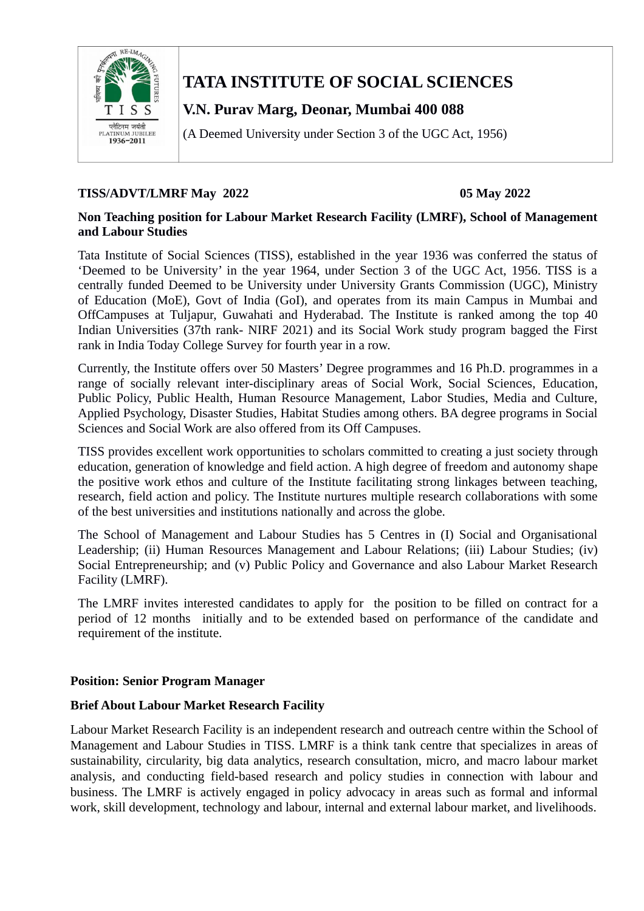# TATA INSTITUTE OF SOCIAL SCIENCES

## V.N. Purav Marg, Deonar, Mumbai 400 088

(A Deemed University under Section 3 of the UGC Act, 1956)

**TISS/ADVT/LMRF May 2022** **05 May 2022**

**Non Teaching position for Labour Market Research Facility (LMRF), School of Management and Labour Studies**

Tata Institute of Social Sciences (TISS), established in the year 1936 was conferred the status of 'Deemed to be University' in the year 1964, under Section 3 of the UGC Act, 1956. TISS is a centrally funded Deemed to be University under University Grants Commission (UGC), Ministry of Education (MoE), Govt of India (GoI), and operates from its main Campus in Mumbai and OffCampuses at Tuljapur, Guwahati and Hyderabad. The Institute is ranked among the top 40 Indian Universities (37th rank- NIRF 2021) and its Social Work study program bagged the First rank in India Today College Survey for fourth year in a row.

Currently, the Institute offers over 50 Masters' Degree programmes and 16 Ph.D. programmes in a range of socially relevant inter-disciplinary areas of Social Work, Social Sciences, Education, Public Policy, Public Health, Human Resource Management, Labor Studies, Media and Culture, Applied Psychology, Disaster Studies, Habitat Studies among others. BA degree programs in Social Sciences and Social Work are also offered from its Off Campuses.

TISS provides excellent work opportunities to scholars committed to creating a just society through education, generation of knowledge and field action. A high degree of freedom and autonomy shape the positive work ethos and culture of the Institute facilitating strong linkages between teaching, research, field action and policy. The Institute nurtures multiple research collaborations with some of the best universities and institutions nationally and across the globe.

The School of Management and Labour Studies has 5 Centres in (I) Social and Organisational Leadership; (ii) Human Resources Management and Labour Relations; (iii) Labour Studies; (iv) Social Entrepreneurship; and (v) Public Policy and Governance and also Labour Market Research Facility (LMRF).

The LMRF invites interested candidates to apply for the position to be filled on contract for a period of 12 months initially and to be extended based on performance of the candidate and requirement of the institute.

**Position: Senior Program Manager**

**Brief About Labour Market Research Facility**

Labour Market Research Facility is an independent research and outreach centre within the School of Management and Labour Studies in TISS. LMRF is a think tank centre that specializes in areas of sustainability, circularity, big data analytics, research consultation, micro, and macro labour market analysis, and conducting field-based research and policy studies in connection with labour and business. The LMRF is actively engaged in policy advocacy in areas such as formal and informal work, skill development, technology and labour, internal and external labour market, and livelihoods.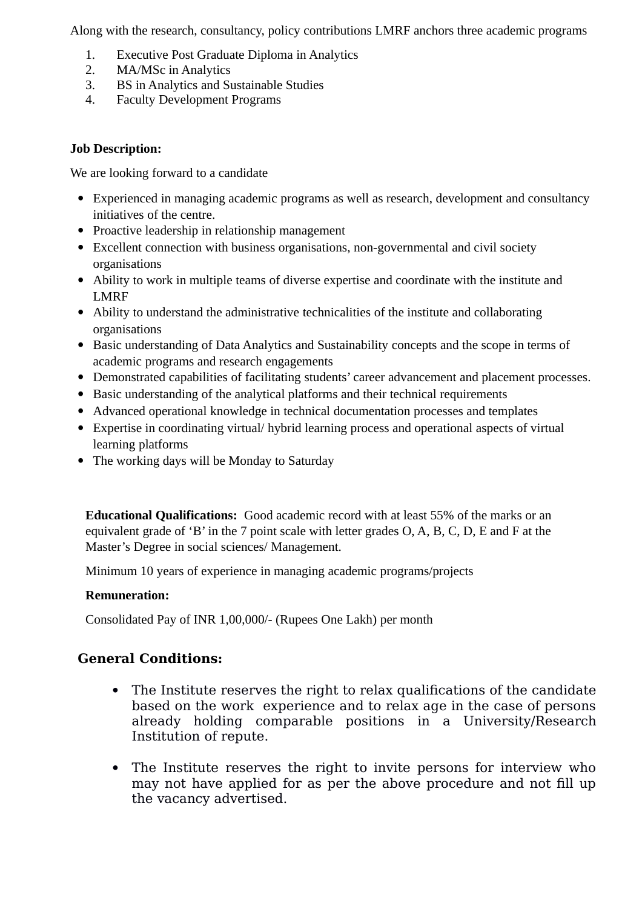Along with the research, consultancy, policy contributions LMRF anchors three academic programs

1. Executive Post Graduate Diploma in Analytics
2. MA/MSc in Analytics
3. BS in Analytics and Sustainable Studies
4. Faculty Development Programs

**Job Description:**

We are looking forward to a candidate

- Experienced in managing academic programs as well as research, development and consultancy initiatives of the centre.
- Proactive leadership in relationship management
- Excellent connection with business organisations, non-governmental and civil society organisations
- Ability to work in multiple teams of diverse expertise and coordinate with the institute and LMRF
- Ability to understand the administrative technicalities of the institute and collaborating organisations
- Basic understanding of Data Analytics and Sustainability concepts and the scope in terms of academic programs and research engagements
- Demonstrated capabilities of facilitating students' career advancement and placement processes.
- Basic understanding of the analytical platforms and their technical requirements
- Advanced operational knowledge in technical documentation processes and templates
- Expertise in coordinating virtual/ hybrid learning process and operational aspects of virtual learning platforms
- The working days will be Monday to Saturday

**Educational Qualifications:** Good academic record with at least 55% of the marks or an equivalent grade of 'B' in the 7 point scale with letter grades O, A, B, C, D, E and F at the Master's Degree in social sciences/ Management.

Minimum 10 years of experience in managing academic programs/projects

**Remuneration:**

Consolidated Pay of INR 1,00,000/- (Rupees One Lakh) per month

## General Conditions:

- The Institute reserves the right to relax qualifications of the candidate based on the work experience and to relax age in the case of persons already holding comparable positions in a University/Research Institution of repute.

- The Institute reserves the right to invite persons for interview who may not have applied for as per the above procedure and not fill up the vacancy advertised.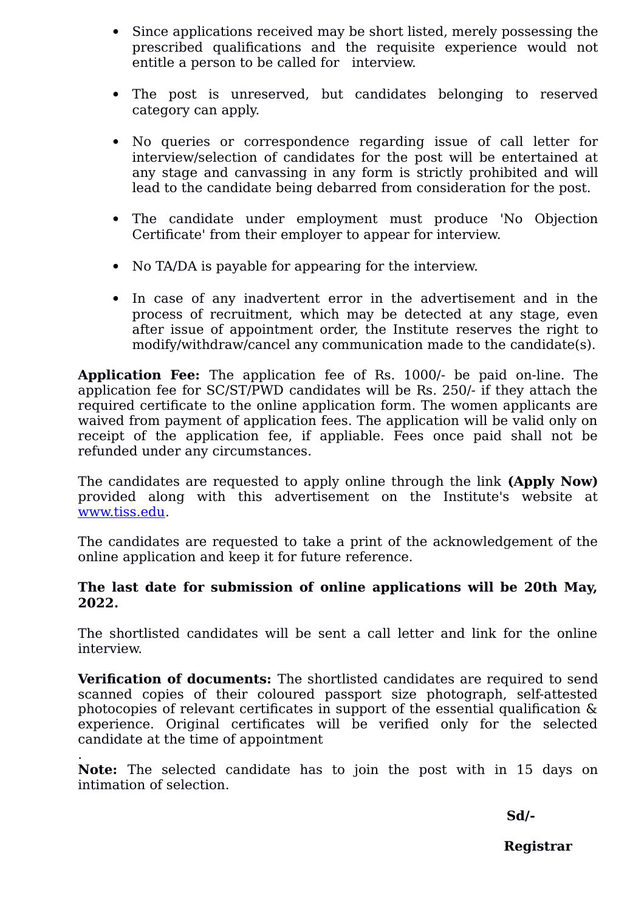- Since applications received may be short listed, merely possessing the prescribed qualifications and the requisite experience would not entitle a person to be called for interview.

- The post is unreserved, but candidates belonging to reserved category can apply.

- No queries or correspondence regarding issue of call letter for interview/selection of candidates for the post will be entertained at any stage and canvassing in any form is strictly prohibited and will lead to the candidate being debarred from consideration for the post.

- The candidate under employment must produce 'No Objection Certificate' from their employer to appear for interview.

- No TA/DA is payable for appearing for the interview.

- In case of any inadvertent error in the advertisement and in the process of recruitment, which may be detected at any stage, even after issue of appointment order, the Institute reserves the right to modify/withdraw/cancel any communication made to the candidate(s).

**Application Fee:** The application fee of Rs. 1000/- be paid on-line. The application fee for SC/ST/PWD candidates will be Rs. 250/- if they attach the required certificate to the online application form. The women applicants are waived from payment of application fees. The application will be valid only on receipt of the application fee, if appliable. Fees once paid shall not be refunded under any circumstances.

The candidates are requested to apply online through the link **(Apply Now)** provided along with this advertisement on the Institute's website at [www.tiss.edu](http://www.tiss.edu).

The candidates are requested to take a print of the acknowledgement of the online application and keep it for future reference.

**The last date for submission of online applications will be 20th May, 2022.**

The shortlisted candidates will be sent a call letter and link for the online interview.

**Verification of documents:** The shortlisted candidates are required to send scanned copies of their coloured passport size photograph, self-attested photocopies of relevant certificates in support of the essential qualification & experience. Original certificates will be verified only for the selected candidate at the time of appointment

.

**Note:** The selected candidate has to join the post with in 15 days on intimation of selection.

**Sd/-**

**Registrar**